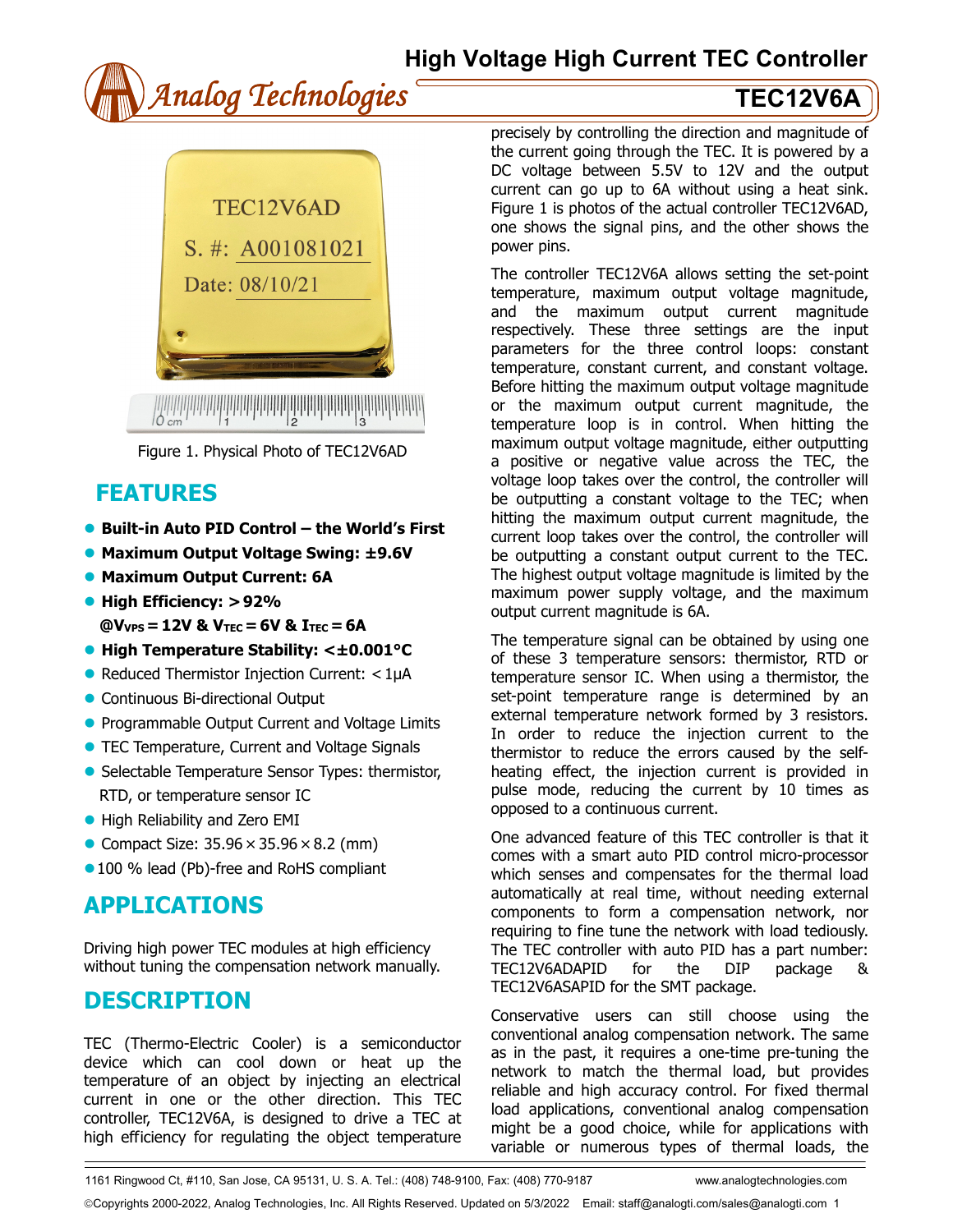# High Voltage High Current TEC Controller

# TEC12V6A

Figure 1. Physical Photo of TEC12V6AD

## FEATURES

- **Built-in Auto PID Control – the World's First**
- **Maximum Output Voltage Swing: ±9.6V**
- **Maximum Output Current: 6A**
- **High Efficiency: >92%**
  **@$V_{VPS}$ = 12V & $V_{TEC}$ = 6V & $I_{TEC}$ = 6A**
- **High Temperature Stability: <±0.001°C**
- Reduced Thermistor Injection Current: < 1μA
- Continuous Bi-directional Output
- Programmable Output Current and Voltage Limits
- TEC Temperature, Current and Voltage Signals
- Selectable Temperature Sensor Types: thermistor, RTD, or temperature sensor IC
- High Reliability and Zero EMI
- Compact Size: 35.96 × 35.96 × 8.2 (mm)
- 100 % lead (Pb)-free and RoHS compliant

## APPLICATIONS

Driving high power TEC modules at high efficiency without tuning the compensation network manually.

## DESCRIPTION

TEC (Thermo-Electric Cooler) is a semiconductor device which can cool down or heat up the temperature of an object by injecting an electrical current in one or the other direction. This TEC controller, TEC12V6A, is designed to drive a TEC at high efficiency for regulating the object temperature precisely by controlling the direction and magnitude of the current going through the TEC. It is powered by a DC voltage between 5.5V to 12V and the output current can go up to 6A without using a heat sink. Figure 1 is photos of the actual controller TEC12V6AD, one shows the signal pins, and the other shows the power pins.

The controller TEC12V6A allows setting the set-point temperature, maximum output voltage magnitude, and the maximum output current magnitude respectively. These three settings are the input parameters for the three control loops: constant temperature, constant current, and constant voltage. Before hitting the maximum output voltage magnitude or the maximum output current magnitude, the temperature loop is in control. When hitting the maximum output voltage magnitude, either outputting a positive or negative value across the TEC, the voltage loop takes over the control, the controller will be outputting a constant voltage to the TEC; when hitting the maximum output current magnitude, the current loop takes over the control, the controller will be outputting a constant output current to the TEC. The highest output voltage magnitude is limited by the maximum power supply voltage, and the maximum output current magnitude is 6A.

The temperature signal can be obtained by using one of these 3 temperature sensors: thermistor, RTD or temperature sensor IC. When using a thermistor, the set-point temperature range is determined by an external temperature network formed by 3 resistors. In order to reduce the injection current to the thermistor to reduce the errors caused by the self-heating effect, the injection current is provided in pulse mode, reducing the current by 10 times as opposed to a continuous current.

One advanced feature of this TEC controller is that it comes with a smart auto PID control micro-processor which senses and compensates for the thermal load automatically at real time, without needing external components to form a compensation network, nor requiring to fine tune the network with load tediously. The TEC controller with auto PID has a part number: TEC12V6ADAPID for the DIP package & TEC12V6ASAPID for the SMT package.

Conservative users can still choose using the conventional analog compensation network. The same as in the past, it requires a one-time pre-tuning the network to match the thermal load, but provides reliable and high accuracy control. For fixed thermal load applications, conventional analog compensation might be a good choice, while for applications with variable or numerous types of thermal loads, the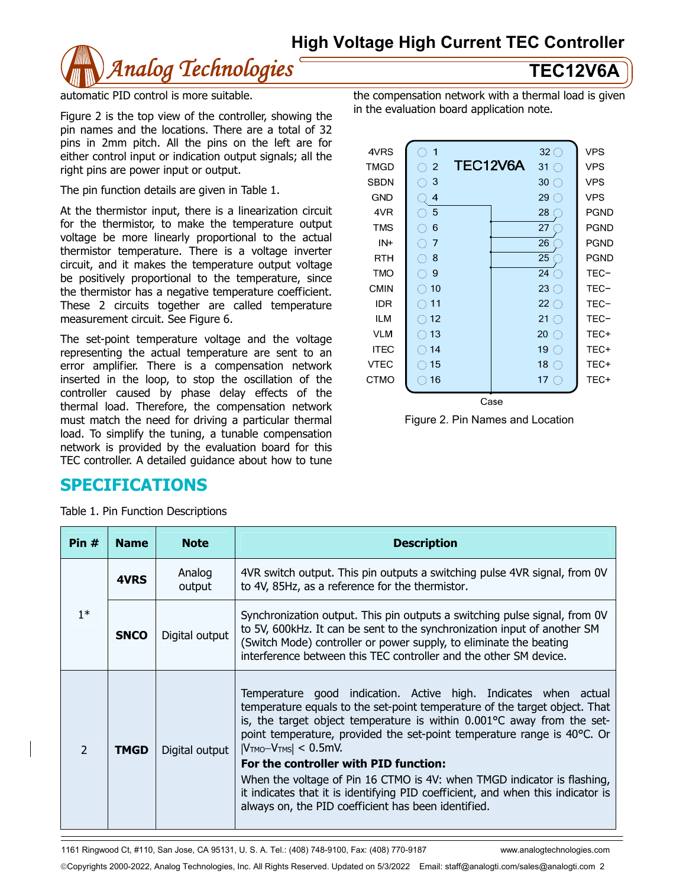automatic PID control is more suitable.

Figure 2 is the top view of the controller, showing the pin names and the locations. There are a total of 32 pins in 2mm pitch. All the pins on the left are for either control input or indication output signals; all the right pins are power input or output.

The pin function details are given in Table 1.

At the thermistor input, there is a linearization circuit for the thermistor, to make the temperature output voltage be more linearly proportional to the actual thermistor temperature. There is a voltage inverter circuit, and it makes the temperature output voltage be positively proportional to the temperature, since the thermistor has a negative temperature coefficient. These 2 circuits together are called temperature measurement circuit. See Figure 6.

The set-point temperature voltage and the voltage representing the actual temperature are sent to an error amplifier. There is a compensation network inserted in the loop, to stop the oscillation of the controller caused by phase delay effects of the thermal load. Therefore, the compensation network must match the need for driving a particular thermal load. To simplify the tuning, a tunable compensation network is provided by the evaluation board for this TEC controller. A detailed guidance about how to tune the compensation network with a thermal load is given in the evaluation board application note.

| Left Name | Pin | Pin | Right Name |
|---|---|---|---|
| 4VRS | 1 | 32 | VPS |
| TMGD | 2 | 31 | VPS |
| SBDN | 3 | 30 | VPS |
| GND | 4 | 29 | VPS |
| 4VR | 5 | 28 | PGND |
| TMS | 6 | 27 | PGND |
| IN+ | 7 | 26 | PGND |
| RTH | 8 | 25 | PGND |
| TMO | 9 | 24 | TEC− |
| CMIN | 10 | 23 | TEC− |
| IDR | 11 | 22 | TEC− |
| ILM | 12 | 21 | TEC− |
| VLM | 13 | 20 | TEC+ |
| ITEC | 14 | 19 | TEC+ |
| VTEC | 15 | 18 | TEC+ |
| CTMO | 16 | 17 | TEC+ |

TEC12V6A — Case

Figure 2. Pin Names and Location

## SPECIFICATIONS

Table 1. Pin Function Descriptions

| Pin # | Name | Note | Description |
|---|---|---|---|
| 1* | **4VRS** | Analog output | 4VR switch output. This pin outputs a switching pulse 4VR signal, from 0V to 4V, 85Hz, as a reference for the thermistor. |
| | **SNCO** | Digital output | Synchronization output. This pin outputs a switching pulse signal, from 0V to 5V, 600kHz. It can be sent to the synchronization input of another SM (Switch Mode) controller or power supply, to eliminate the beating interference between this TEC controller and the other SM device. |
| 2 | **TMGD** | Digital output | Temperature good indication. Active high. Indicates when actual temperature equals to the set-point temperature of the target object. That is, the target object temperature is within 0.001°C away from the set-point temperature, provided the set-point temperature range is 40°C. Or $\lvert V_{TMO}–V_{TMS}\rvert$ < 0.5mV.<br>**For the controller with PID function:**<br>When the voltage of Pin 16 CTMO is 4V: when TMGD indicator is flashing, it indicates that it is identifying PID coefficient, and when this indicator is always on, the PID coefficient has been identified. |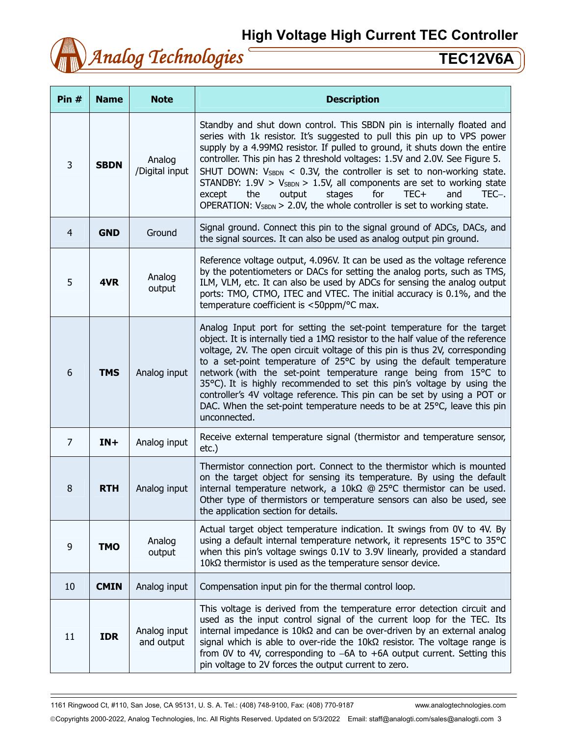| Pin # | Name | Note | Description |
|---|---|---|---|
| 3 | **SBDN** | Analog /Digital input | Standby and shut down control. This SBDN pin is internally floated and series with 1k resistor. It's suggested to pull this pin up to VPS power supply by a 4.99MΩ resistor. If pulled to ground, it shuts down the entire controller. This pin has 2 threshold voltages: 1.5V and 2.0V. See Figure 5. SHUT DOWN: $V_{SBDN}$ < 0.3V, the controller is set to non-working state. STANDBY: 1.9V > $V_{SBDN}$ > 1.5V, all components are set to working state except the output stages for TEC+ and TEC−. OPERATION: $V_{SBDN}$ > 2.0V, the whole controller is set to working state. |
| 4 | **GND** | Ground | Signal ground. Connect this pin to the signal ground of ADCs, DACs, and the signal sources. It can also be used as analog output pin ground. |
| 5 | **4VR** | Analog output | Reference voltage output, 4.096V. It can be used as the voltage reference by the potentiometers or DACs for setting the analog ports, such as TMS, ILM, VLM, etc. It can also be used by ADCs for sensing the analog output ports: TMO, CTMO, ITEC and VTEC. The initial accuracy is 0.1%, and the temperature coefficient is <50ppm/°C max. |
| 6 | **TMS** | Analog input | Analog Input port for setting the set-point temperature for the target object. It is internally tied a 1MΩ resistor to the half value of the reference voltage, 2V. The open circuit voltage of this pin is thus 2V, corresponding to a set-point temperature of 25°C by using the default temperature network (with the set-point temperature range being from 15°C to 35°C). It is highly recommended to set this pin's voltage by using the controller's 4V voltage reference. This pin can be set by using a POT or DAC. When the set-point temperature needs to be at 25°C, leave this pin unconnected. |
| 7 | **IN+** | Analog input | Receive external temperature signal (thermistor and temperature sensor, etc.) |
| 8 | **RTH** | Analog input | Thermistor connection port. Connect to the thermistor which is mounted on the target object for sensing its temperature. By using the default internal temperature network, a 10kΩ @ 25°C thermistor can be used. Other type of thermistors or temperature sensors can also be used, see the application section for details. |
| 9 | **TMO** | Analog output | Actual target object temperature indication. It swings from 0V to 4V. By using a default internal temperature network, it represents 15°C to 35°C when this pin's voltage swings 0.1V to 3.9V linearly, provided a standard 10kΩ thermistor is used as the temperature sensor device. |
| 10 | **CMIN** | Analog input | Compensation input pin for the thermal control loop. |
| 11 | **IDR** | Analog input and output | This voltage is derived from the temperature error detection circuit and used as the input control signal of the current loop for the TEC. Its internal impedance is 10kΩ and can be over-driven by an external analog signal which is able to over-ride the 10kΩ resistor. The voltage range is from 0V to 4V, corresponding to −6A to +6A output current. Setting this pin voltage to 2V forces the output current to zero. |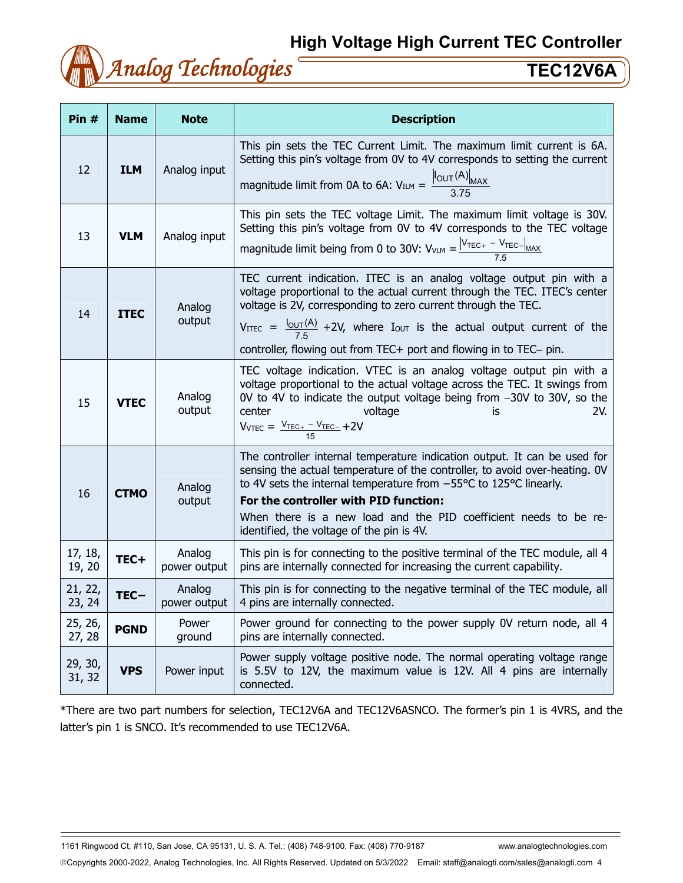| Pin # | Name | Note | Description |
|---|---|---|---|
| 12 | **ILM** | Analog input | This pin sets the TEC Current Limit. The maximum limit current is 6A. Setting this pin's voltage from 0V to 4V corresponds to setting the current magnitude limit from 0A to 6A: $V_{ILM} = \frac{\lvert I_{OUT}(A) \rvert_{MAX}}{3.75}$ |
| 13 | **VLM** | Analog input | This pin sets the TEC voltage Limit. The maximum limit voltage is 30V. Setting this pin's voltage from 0V to 4V corresponds to the TEC voltage magnitude limit being from 0 to 30V: $V_{VLM} = \frac{\lvert V_{TEC+} - V_{TEC-} \rvert_{MAX}}{7.5}$ |
| 14 | **ITEC** | Analog output | TEC current indication. ITEC is an analog voltage output pin with a voltage proportional to the actual current through the TEC. ITEC's center voltage is 2V, corresponding to zero current through the TEC. $V_{ITEC} = \frac{I_{OUT}(A)}{7.5} + 2V$, where $I_{OUT}$ is the actual output current of the controller, flowing out from TEC+ port and flowing in to TEC− pin. |
| 15 | **VTEC** | Analog output | TEC voltage indication. VTEC is an analog voltage output pin with a voltage proportional to the actual voltage across the TEC. It swings from 0V to 4V to indicate the output voltage being from −30V to 30V, so the center voltage is 2V. $V_{VTEC} = \frac{V_{TEC+} - V_{TEC-}}{15} + 2V$ |
| 16 | **CTMO** | Analog output | The controller internal temperature indication output. It can be used for sensing the actual temperature of the controller, to avoid over-heating. 0V to 4V sets the internal temperature from −55°C to 125°C linearly. **For the controller with PID function:** When there is a new load and the PID coefficient needs to be re-identified, the voltage of the pin is 4V. |
| 17, 18, 19, 20 | **TEC+** | Analog power output | This pin is for connecting to the positive terminal of the TEC module, all 4 pins are internally connected for increasing the current capability. |
| 21, 22, 23, 24 | **TEC−** | Analog power output | This pin is for connecting to the negative terminal of the TEC module, all 4 pins are internally connected. |
| 25, 26, 27, 28 | **PGND** | Power ground | Power ground for connecting to the power supply 0V return node, all 4 pins are internally connected. |
| 29, 30, 31, 32 | **VPS** | Power input | Power supply voltage positive node. The normal operating voltage range is 5.5V to 12V, the maximum value is 12V. All 4 pins are internally connected. |

*There are two part numbers for selection, TEC12V6A and TEC12V6ASNCO. The former's pin 1 is 4VRS, and the latter's pin 1 is SNCO. It's recommended to use TEC12V6A.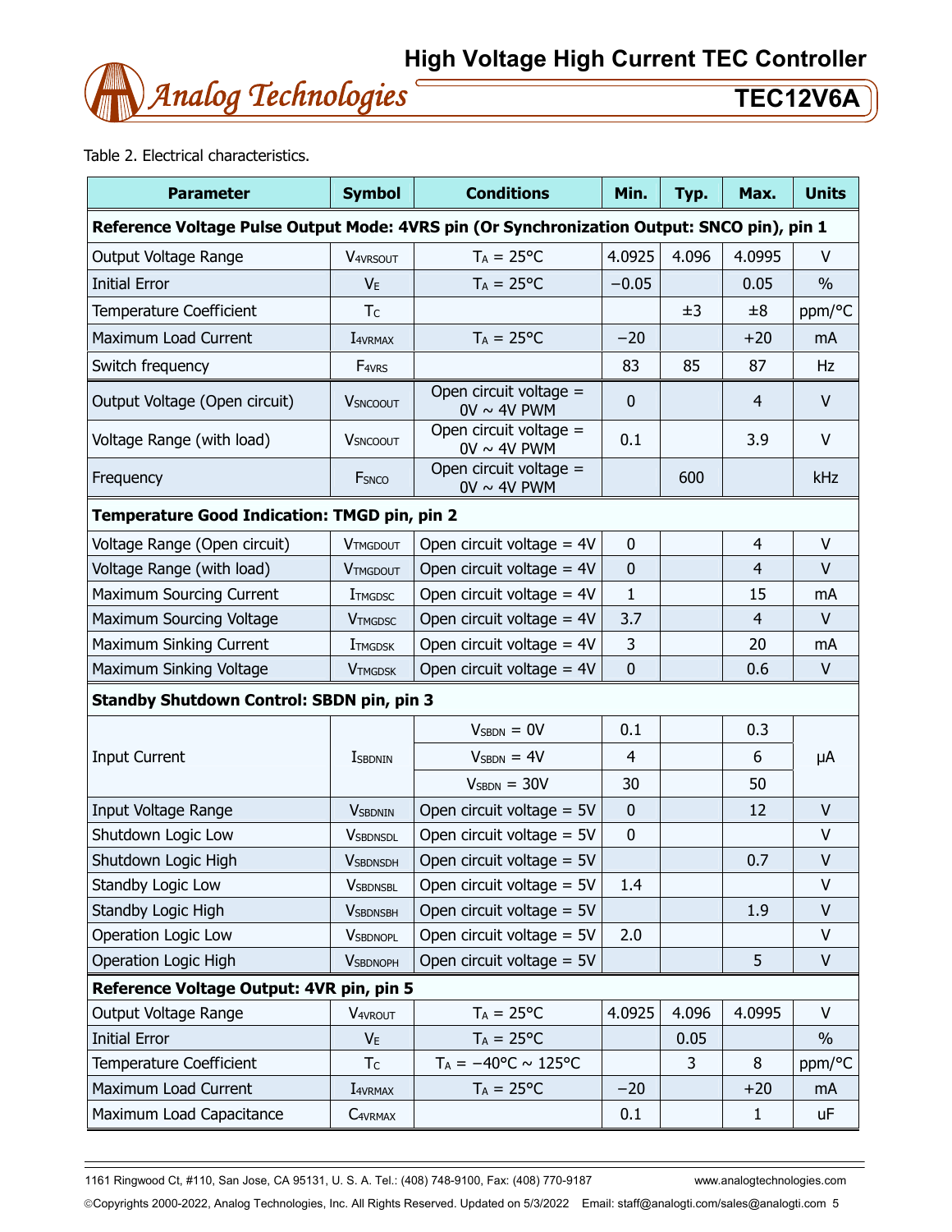Table 2. Electrical characteristics.

| Parameter | Symbol | Conditions | Min. | Typ. | Max. | Units |
|---|---|---|---|---|---|---|
| **Reference Voltage Pulse Output Mode: 4VRS pin (Or Synchronization Output: SNCO pin), pin 1** | | | | | | |
| Output Voltage Range | $V_{4VRSOUT}$ | $T_A$ = 25°C | 4.0925 | 4.096 | 4.0995 | V |
| Initial Error | $V_E$ | $T_A$ = 25°C | −0.05 | | 0.05 | % |
| Temperature Coefficient | $T_C$ | | | ±3 | ±8 | ppm/°C |
| Maximum Load Current | $I_{4VRMAX}$ | $T_A$ = 25°C | −20 | | +20 | mA |
| Switch frequency | $F_{4VRS}$ | | 83 | 85 | 87 | Hz |
| Output Voltage (Open circuit) | $V_{SNCOOUT}$ | Open circuit voltage = 0V ~ 4V PWM | 0 | | 4 | V |
| Voltage Range (with load) | $V_{SNCOOUT}$ | Open circuit voltage = 0V ~ 4V PWM | 0.1 | | 3.9 | V |
| Frequency | $F_{SNCO}$ | Open circuit voltage = 0V ~ 4V PWM | | 600 | | kHz |
| **Temperature Good Indication: TMGD pin, pin 2** | | | | | | |
| Voltage Range (Open circuit) | $V_{TMGDOUT}$ | Open circuit voltage = 4V | 0 | | 4 | V |
| Voltage Range (with load) | $V_{TMGDOUT}$ | Open circuit voltage = 4V | 0 | | 4 | V |
| Maximum Sourcing Current | $I_{TMGDSC}$ | Open circuit voltage = 4V | 1 | | 15 | mA |
| Maximum Sourcing Voltage | $V_{TMGDSC}$ | Open circuit voltage = 4V | 3.7 | | 4 | V |
| Maximum Sinking Current | $I_{TMGDSK}$ | Open circuit voltage = 4V | 3 | | 20 | mA |
| Maximum Sinking Voltage | $V_{TMGDSK}$ | Open circuit voltage = 4V | 0 | | 0.6 | V |
| **Standby Shutdown Control: SBDN pin, pin 3** | | | | | | |
| Input Current | $I_{SBDNIN}$ | $V_{SBDN}$ = 0V | 0.1 | | 0.3 | μA |
| | | $V_{SBDN}$ = 4V | 4 | | 6 | |
| | | $V_{SBDN}$ = 30V | 30 | | 50 | |
| Input Voltage Range | $V_{SBDNIN}$ | Open circuit voltage = 5V | 0 | | 12 | V |
| Shutdown Logic Low | $V_{SBDNSDL}$ | Open circuit voltage = 5V | 0 | | | V |
| Shutdown Logic High | $V_{SBDNSDH}$ | Open circuit voltage = 5V | | | 0.7 | V |
| Standby Logic Low | $V_{SBDNSBL}$ | Open circuit voltage = 5V | 1.4 | | | V |
| Standby Logic High | $V_{SBDNSBH}$ | Open circuit voltage = 5V | | | 1.9 | V |
| Operation Logic Low | $V_{SBDNOPL}$ | Open circuit voltage = 5V | 2.0 | | | V |
| Operation Logic High | $V_{SBDNOPH}$ | Open circuit voltage = 5V | | | 5 | V |
| **Reference Voltage Output: 4VR pin, pin 5** | | | | | | |
| Output Voltage Range | $V_{4VROUT}$ | $T_A$ = 25°C | 4.0925 | 4.096 | 4.0995 | V |
| Initial Error | $V_E$ | $T_A$ = 25°C | | 0.05 | | % |
| Temperature Coefficient | $T_C$ | $T_A$ = −40°C ~ 125°C | | 3 | 8 | ppm/°C |
| Maximum Load Current | $I_{4VRMAX}$ | $T_A$ = 25°C | −20 | | +20 | mA |
| Maximum Load Capacitance | $C_{4VRMAX}$ | | 0.1 | | 1 | uF |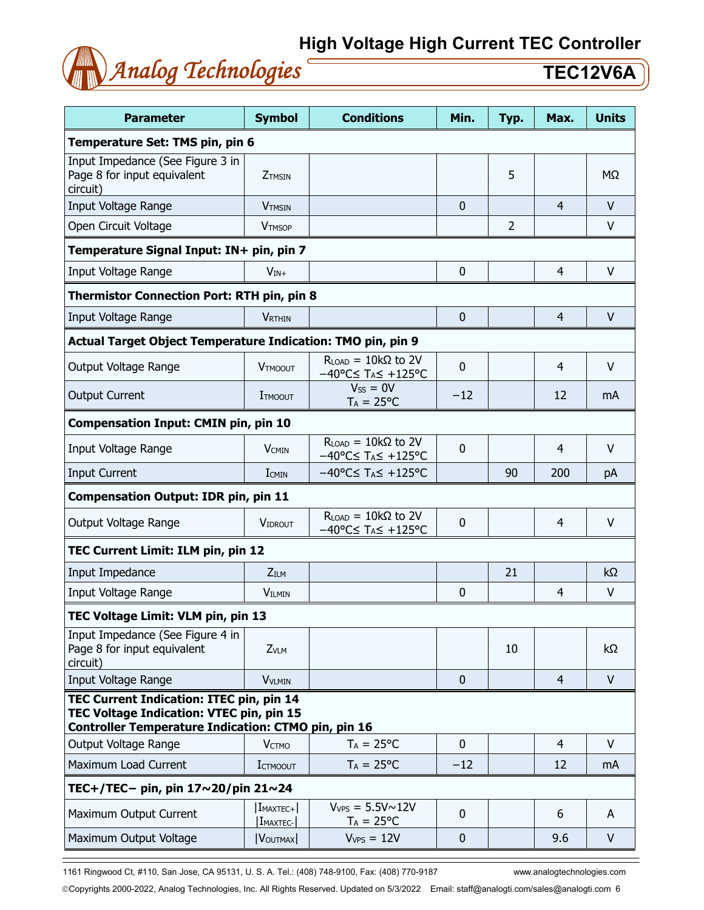| Parameter | Symbol | Conditions | Min. | Typ. | Max. | Units |
|---|---|---|---|---|---|---|
| **Temperature Set: TMS pin, pin 6** | | | | | | |
| Input Impedance (See Figure 3 in Page 8 for input equivalent circuit) | $Z_{TMSIN}$ | | | 5 | | MΩ |
| Input Voltage Range | $V_{TMSIN}$ | | 0 | | 4 | V |
| Open Circuit Voltage | $V_{TMSOP}$ | | | 2 | | V |
| **Temperature Signal Input: IN+ pin, pin 7** | | | | | | |
| Input Voltage Range | $V_{IN+}$ | | 0 | | 4 | V |
| **Thermistor Connection Port: RTH pin, pin 8** | | | | | | |
| Input Voltage Range | $V_{RTHIN}$ | | 0 | | 4 | V |
| **Actual Target Object Temperature Indication: TMO pin, pin 9** | | | | | | |
| Output Voltage Range | $V_{TMOOUT}$ | $R_{LOAD}$ = 10kΩ to 2V −40°C≤ $T_A$≤ +125°C | 0 | | 4 | V |
| Output Current | $I_{TMOOUT}$ | $V_{SS}$ = 0V $T_A$ = 25°C | −12 | | 12 | mA |
| **Compensation Input: CMIN pin, pin 10** | | | | | | |
| Input Voltage Range | $V_{CMIN}$ | $R_{LOAD}$ = 10kΩ to 2V −40°C≤ $T_A$≤ +125°C | 0 | | 4 | V |
| Input Current | $I_{CMIN}$ | −40°C≤ $T_A$≤ +125°C | | 90 | 200 | pA |
| **Compensation Output: IDR pin, pin 11** | | | | | | |
| Output Voltage Range | $V_{IDROUT}$ | $R_{LOAD}$ = 10kΩ to 2V −40°C≤ $T_A$≤ +125°C | 0 | | 4 | V |
| **TEC Current Limit: ILM pin, pin 12** | | | | | | |
| Input Impedance | $Z_{ILM}$ | | | 21 | | kΩ |
| Input Voltage Range | $V_{ILMIN}$ | | 0 | | 4 | V |
| **TEC Voltage Limit: VLM pin, pin 13** | | | | | | |
| Input Impedance (See Figure 4 in Page 8 for input equivalent circuit) | $Z_{VLM}$ | | | 10 | | kΩ |
| Input Voltage Range | $V_{VLMIN}$ | | 0 | | 4 | V |
| **TEC Current Indication: ITEC pin, pin 14 TEC Voltage Indication: VTEC pin, pin 15 Controller Temperature Indication: CTMO pin, pin 16** | | | | | | |
| Output Voltage Range | $V_{CTMO}$ | $T_A$ = 25°C | 0 | | 4 | V |
| Maximum Load Current | $I_{CTMOOUT}$ | $T_A$ = 25°C | −12 | | 12 | mA |
| **TEC+/TEC− pin, pin 17~20/pin 21~24** | | | | | | |
| Maximum Output Current | $\|I_{MAXTEC+}\|$ $\|I_{MAXTEC-}\|$ | $V_{VPS}$ = 5.5V~12V $T_A$ = 25°C | 0 | | 6 | A |
| Maximum Output Voltage | $\|V_{OUTMAX}\|$ | $V_{VPS}$ = 12V | 0 | | 9.6 | V |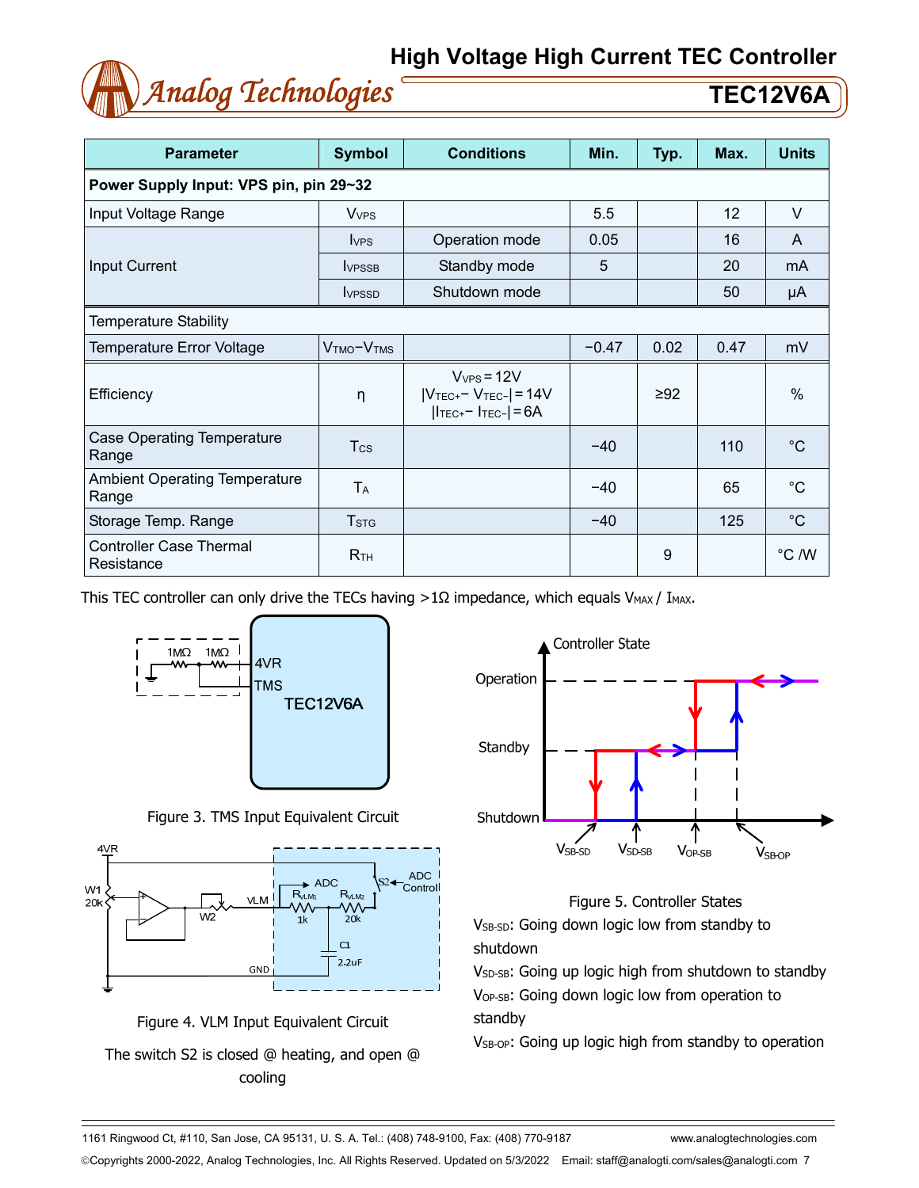| Parameter | Symbol | Conditions | Min. | Typ. | Max. | Units |
|---|---|---|---|---|---|---|
| **Power Supply Input: VPS pin, pin 29~32** | | | | | | |
| Input Voltage Range | $V_{VPS}$ | | 5.5 | | 12 | V |
| Input Current | $I_{VPS}$ | Operation mode | 0.05 | | 16 | A |
| | $I_{VPSSB}$ | Standby mode | 5 | | 20 | mA |
| | $I_{VPSSD}$ | Shutdown mode | | | 50 | μA |
| Temperature Stability | | | | | | |
| Temperature Error Voltage | $V_{TMO}-V_{TMS}$ | | −0.47 | 0.02 | 0.47 | mV |
| Efficiency | η | $V_{VPS}=12V$ $\lvert V_{TEC+}-V_{TEC-}\rvert=14V$ $\lvert I_{TEC+}-I_{TEC-}\rvert=6A$ | | ≥92 | | % |
| Case Operating Temperature Range | $T_{CS}$ | | −40 | | 110 | °C |
| Ambient Operating Temperature Range | $T_A$ | | −40 | | 65 | °C |
| Storage Temp. Range | $T_{STG}$ | | −40 | | 125 | °C |
| Controller Case Thermal Resistance | $R_{TH}$ | | | 9 | | °C /W |

This TEC controller can only drive the TECs having >1Ω impedance, which equals $V_{MAX}$ / $I_{MAX}$.

Figure 3. TMS Input Equivalent Circuit

Figure 4. VLM Input Equivalent Circuit

The switch S2 is closed @ heating, and open @ cooling

Figure 5. Controller States

$V_{SB\text{-}SD}$: Going down logic low from standby to shutdown

$V_{SD\text{-}SB}$: Going up logic high from shutdown to standby

$V_{OP\text{-}SB}$: Going down logic low from operation to standby

$V_{SB\text{-}OP}$: Going up logic high from standby to operation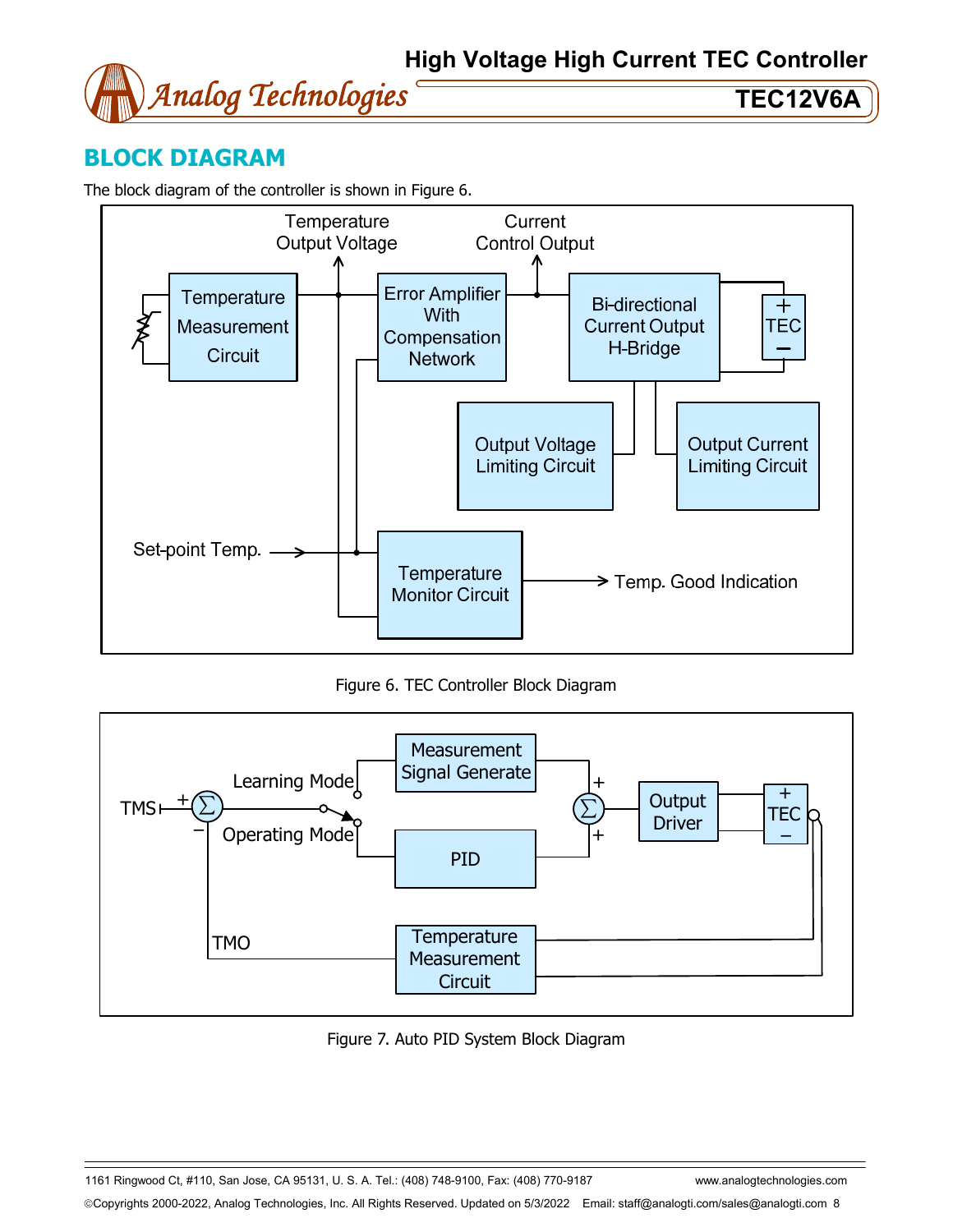## BLOCK DIAGRAM

The block diagram of the controller is shown in Figure 6.

Figure 6. TEC Controller Block Diagram

Figure 7. Auto PID System Block Diagram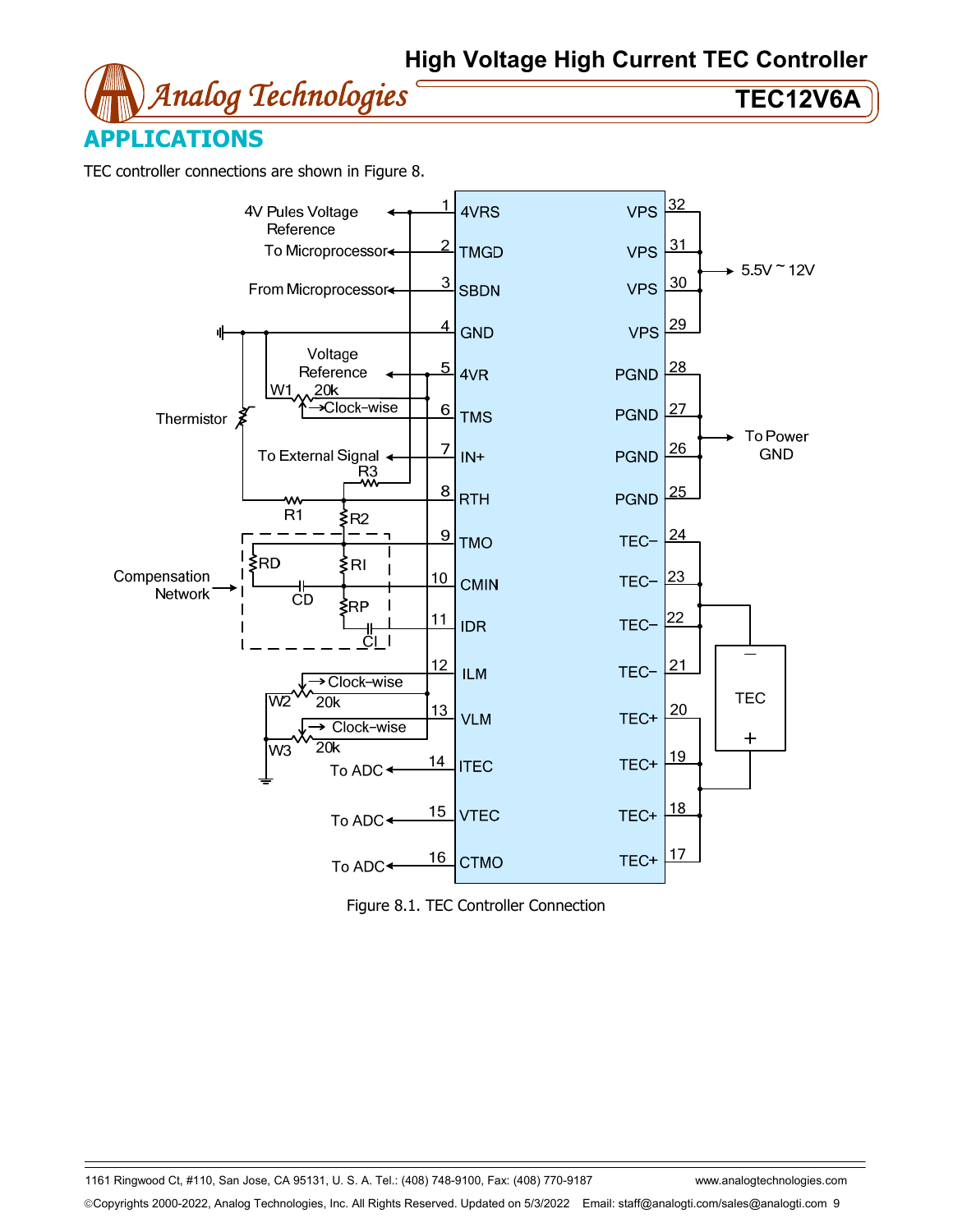## APPLICATIONS

TEC controller connections are shown in Figure 8.

Figure 8.1. TEC Controller Connection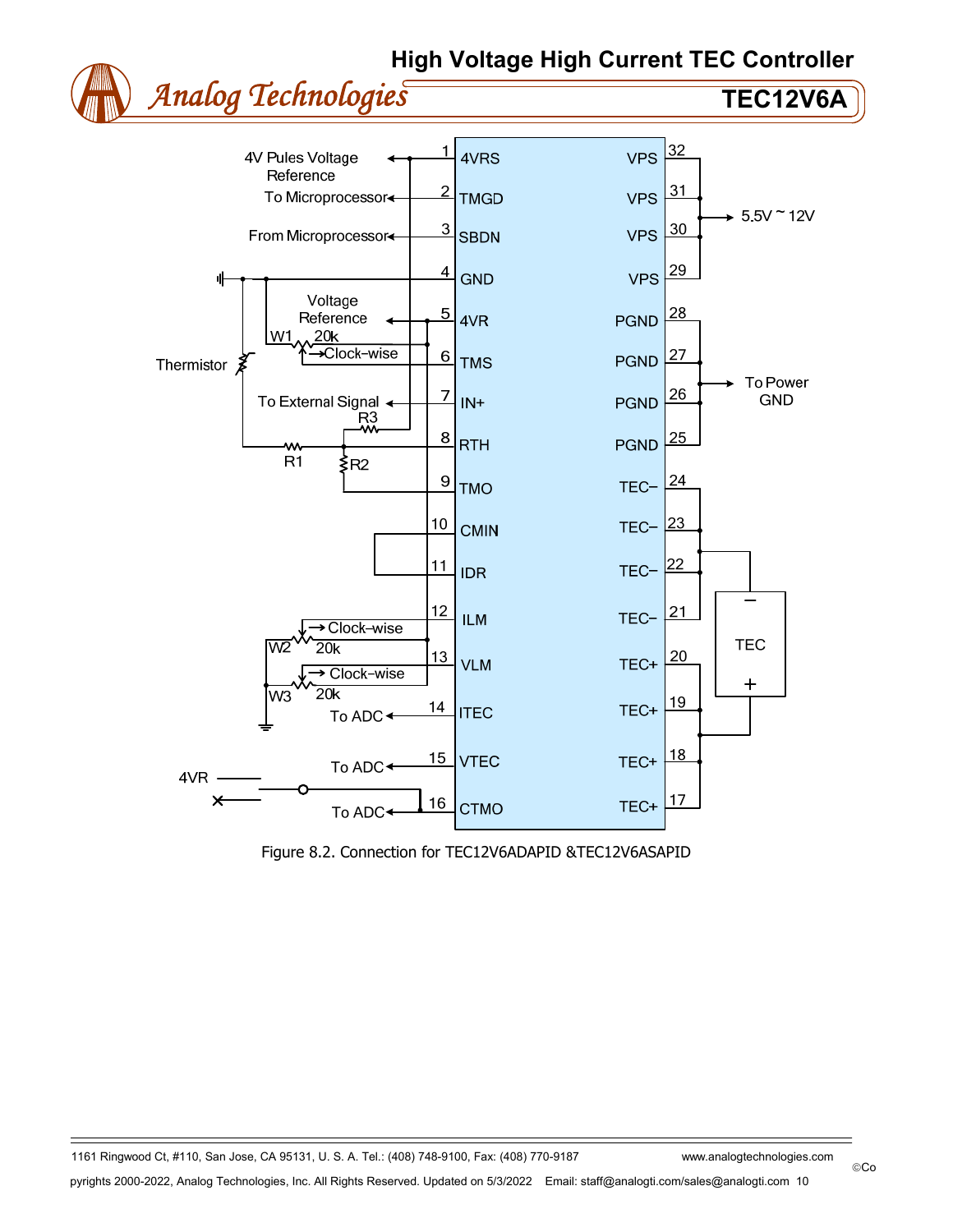Figure 8.2. Connection for TEC12V6ADAPID &TEC12V6ASAPID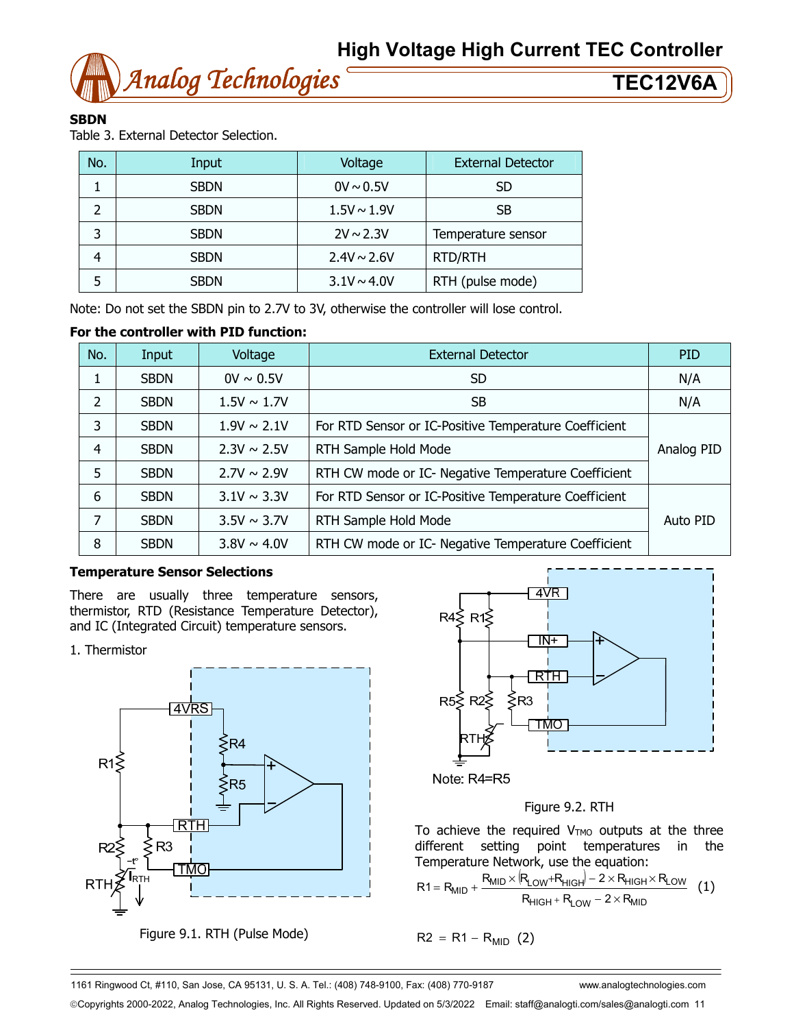### SBDN

Table 3. External Detector Selection.

| No. | Input | Voltage | External Detector |
|---|---|---|---|
| 1 | SBDN | 0V ~ 0.5V | SD |
| 2 | SBDN | 1.5V ~ 1.9V | SB |
| 3 | SBDN | 2V ~ 2.3V | Temperature sensor |
| 4 | SBDN | 2.4V ~ 2.6V | RTD/RTH |
| 5 | SBDN | 3.1V ~ 4.0V | RTH (pulse mode) |

Note: Do not set the SBDN pin to 2.7V to 3V, otherwise the controller will lose control.

**For the controller with PID function:**

| No. | Input | Voltage | External Detector | PID |
|---|---|---|---|---|
| 1 | SBDN | 0V ~ 0.5V | SD | N/A |
| 2 | SBDN | 1.5V ~ 1.7V | SB | N/A |
| 3 | SBDN | 1.9V ~ 2.1V | For RTD Sensor or IC-Positive Temperature Coefficient | Analog PID |
| 4 | SBDN | 2.3V ~ 2.5V | RTH Sample Hold Mode | |
| 5 | SBDN | 2.7V ~ 2.9V | RTH CW mode or IC- Negative Temperature Coefficient | |
| 6 | SBDN | 3.1V ~ 3.3V | For RTD Sensor or IC-Positive Temperature Coefficient | Auto PID |
| 7 | SBDN | 3.5V ~ 3.7V | RTH Sample Hold Mode | |
| 8 | SBDN | 3.8V ~ 4.0V | RTH CW mode or IC- Negative Temperature Coefficient | |

### Temperature Sensor Selections

There are usually three temperature sensors, thermistor, RTD (Resistance Temperature Detector), and IC (Integrated Circuit) temperature sensors.

1. Thermistor

Figure 9.1. RTH (Pulse Mode)

Note: R4=R5

Figure 9.2. RTH

To achieve the required $V_{TMO}$ outputs at the three different setting point temperatures in the Temperature Network, use the equation:

$$R1 = R_{MID} + \frac{R_{MID} \times (R_{LOW} + R_{HIGH}) - 2 \times R_{HIGH} \times R_{LOW}}{R_{HIGH} + R_{LOW} - 2 \times R_{MID}} \quad (1)$$

$$R2 = R1 - R_{MID} \quad (2)$$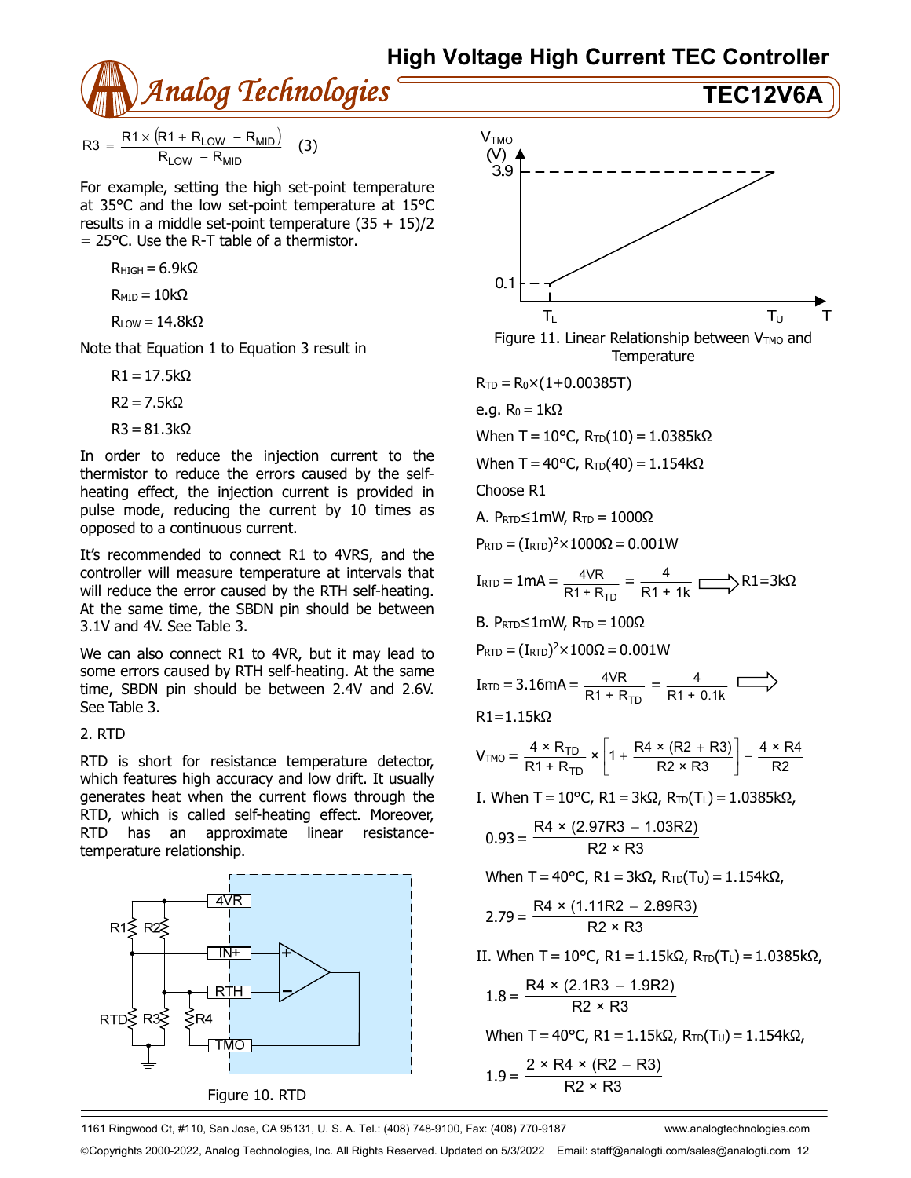$$R3 = \frac{R1 \times (R1 + R_{LOW} - R_{MID})}{R_{LOW} - R_{MID}} \quad (3)$$

For example, setting the high set-point temperature at 35°C and the low set-point temperature at 15°C results in a middle set-point temperature (35 + 15)/2 = 25°C. Use the R-T table of a thermistor.

$R_{HIGH} = 6.9k\Omega$

$R_{MID} = 10k\Omega$

$R_{LOW} = 14.8k\Omega$

Note that Equation 1 to Equation 3 result in

$R1 = 17.5k\Omega$

$R2 = 7.5k\Omega$

$R3 = 81.3k\Omega$

In order to reduce the injection current to the thermistor to reduce the errors caused by the self-heating effect, the injection current is provided in pulse mode, reducing the current by 10 times as opposed to a continuous current.

It's recommended to connect R1 to 4VRS, and the controller will measure temperature at intervals that will reduce the error caused by the RTH self-heating. At the same time, the SBDN pin should be between 3.1V and 4V. See Table 3.

We can also connect R1 to 4VR, but it may lead to some errors caused by RTH self-heating. At the same time, SBDN pin should be between 2.4V and 2.6V. See Table 3.

2. RTD

RTD is short for resistance temperature detector, which features high accuracy and low drift. It usually generates heat when the current flows through the RTD, which is called self-heating effect. Moreover, RTD has an approximate linear resistance-temperature relationship.

Figure 10. RTD

Figure 11. Linear Relationship between $V_{TMO}$ and Temperature

$R_{TD} = R_0 \times (1+0.00385T)$

e.g. $R_0 = 1k\Omega$

When T = 10°C, $R_{TD}(10) = 1.0385k\Omega$

When T = 40°C, $R_{TD}(40) = 1.154k\Omega$

Choose R1

A. $P_{RTD} \leq 1mW$, $R_{TD} = 1000\Omega$

$P_{RTD} = (I_{RTD})^2 \times 1000\Omega = 0.001W$

$$I_{RTD} = 1mA = \frac{4VR}{R1 + R_{TD}} = \frac{4}{R1 + 1k} \Longrightarrow R1 = 3k\Omega$$

B. $P_{RTD} \leq 1mW$, $R_{TD} = 100\Omega$

$P_{RTD} = (I_{RTD})^2 \times 100\Omega = 0.001W$

$$I_{RTD} = 3.16mA = \frac{4VR}{R1 + R_{TD}} = \frac{4}{R1 + 0.1k} \Longrightarrow$$

$R1 = 1.15k\Omega$

$$V_{TMO} = \frac{4 \times R_{TD}}{R1 + R_{TD}} \times \left[1 + \frac{R4 \times (R2 + R3)}{R2 \times R3}\right] - \frac{4 \times R4}{R2}$$

I. When T = 10°C, R1 = 3kΩ, $R_{TD}(T_L) = 1.0385k\Omega$,

$$0.93 = \frac{R4 \times (2.97R3 - 1.03R2)}{R2 \times R3}$$

When T = 40°C, R1 = 3kΩ, $R_{TD}(T_U) = 1.154k\Omega$,

$$2.79 = \frac{R4 \times (1.11R2 - 2.89R3)}{R2 \times R3}$$

II. When T = 10°C, R1 = 1.15kΩ, $R_{TD}(T_L) = 1.0385k\Omega$,

$$1.8 = \frac{R4 \times (2.1R3 - 1.9R2)}{R2 \times R3}$$

When T = 40°C, R1 = 1.15kΩ, $R_{TD}(T_U) = 1.154k\Omega$,

$$1.9 = \frac{2 \times R4 \times (R2 - R3)}{R2 \times R3}$$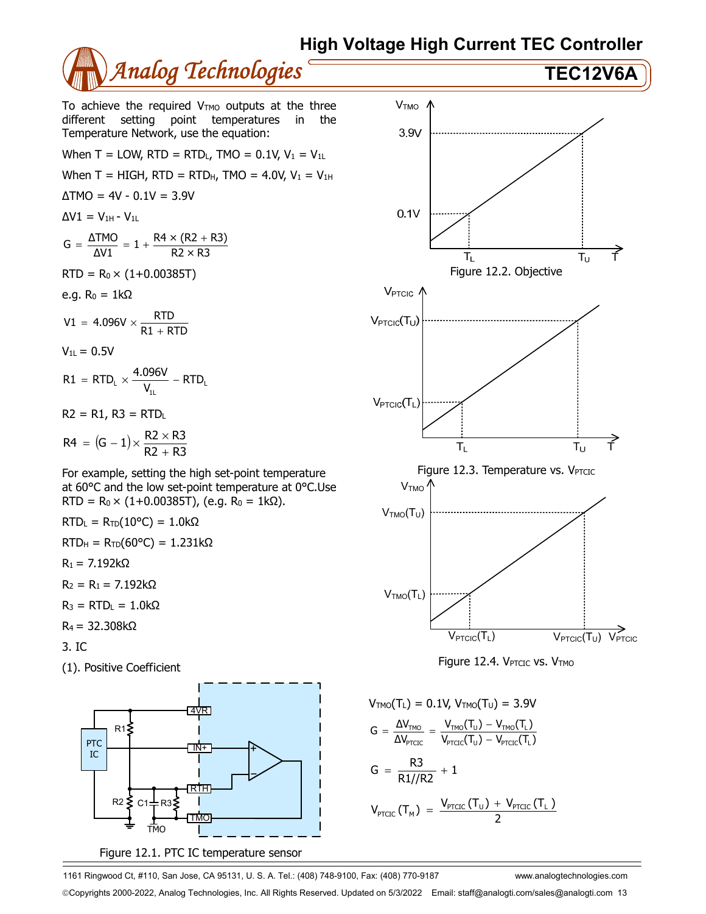To achieve the required $V_{TMO}$ outputs at the three different setting point temperatures in the Temperature Network, use the equation:

When T = LOW, RTD = $RTD_L$, TMO = 0.1V, $V_1 = V_{1L}$

When T = HIGH, RTD = $RTD_H$, TMO = 4.0V, $V_1 = V_{1H}$

$\Delta TMO = 4V - 0.1V = 3.9V$

$\Delta V1 = V_{1H} - V_{1L}$

$$G = \frac{\Delta TMO}{\Delta V1} = 1 + \frac{R4 \times (R2 + R3)}{R2 \times R3}$$

$RTD = R_0 \times (1+0.00385T)$

e.g. $R_0 = 1k\Omega$

$$V1 = 4.096V \times \frac{RTD}{R1 + RTD}$$

$V_{1L} = 0.5V$

$$R1 = RTD_L \times \frac{4.096V}{V_{1L}} - RTD_L$$

$R2 = R1$, $R3 = RTD_L$

$$R4 = (G - 1) \times \frac{R2 \times R3}{R2 + R3}$$

For example, setting the high set-point temperature at 60°C and the low set-point temperature at 0°C.Use $RTD = R_0 \times (1+0.00385T)$, (e.g. $R_0 = 1k\Omega$).

$RTD_L = R_{TD}(10°C) = 1.0k\Omega$

$RTD_H = R_{TD}(60°C) = 1.231k\Omega$

$R_1 = 7.192k\Omega$

$R_2 = R_1 = 7.192k\Omega$

$R_3 = RTD_L = 1.0k\Omega$

$R_4 = 32.308k\Omega$

3. IC

(1). Positive Coefficient

Figure 12.1. PTC IC temperature sensor

Figure 12.2. Objective

Figure 12.3. Temperature vs. $V_{PTCIC}$

Figure 12.4. $V_{PTCIC}$ vs. $V_{TMO}$

$V_{TMO}(T_L) = 0.1V$, $V_{TMO}(T_U) = 3.9V$

$$G = \frac{\Delta V_{TMO}}{\Delta V_{PTCIC}} = \frac{V_{TMO}(T_U) - V_{TMO}(T_L)}{V_{PTCIC}(T_U) - V_{PTCIC}(T_L)}$$

$$G = \frac{R3}{R1//R2} + 1$$

$$V_{PTCIC}(T_M) = \frac{V_{PTCIC}(T_U) + V_{PTCIC}(T_L)}{2}$$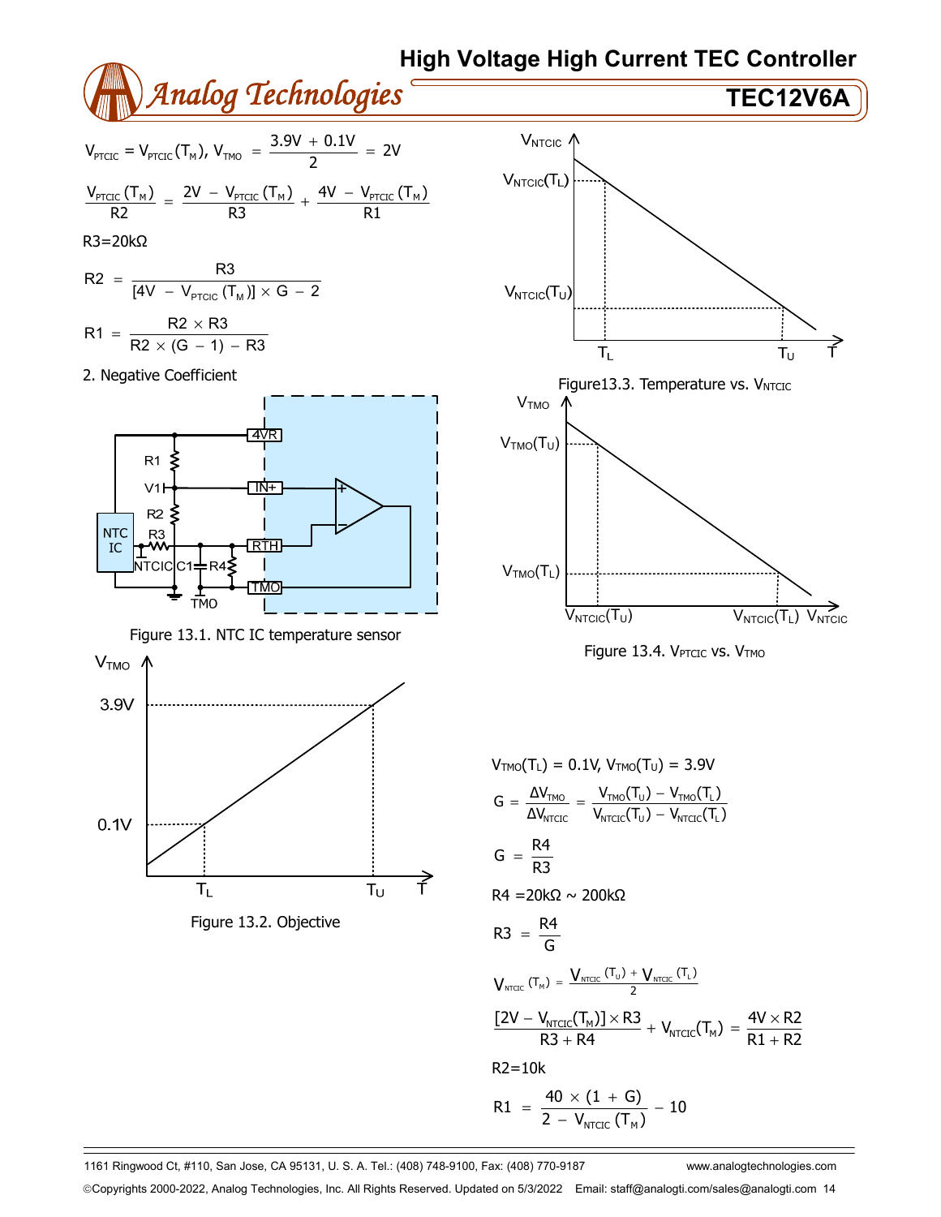$$V_{PTCIC} = V_{PTCIC}(T_M),\ V_{TMO} = \frac{3.9V + 0.1V}{2} = 2V$$

$$\frac{V_{PTCIC}(T_M)}{R2} = \frac{2V - V_{PTCIC}(T_M)}{R3} + \frac{4V - V_{PTCIC}(T_M)}{R1}$$

R3=20kΩ

$$R2 = \frac{R3}{[4V - V_{PTCIC}(T_M)] \times G - 2}$$

$$R1 = \frac{R2 \times R3}{R2 \times (G - 1) - R3}$$

2. Negative Coefficient

Figure 13.1. NTC IC temperature sensor

Figure 13.2. Objective

Figure13.3. Temperature vs. $V_{NTCIC}$

Figure 13.4. $V_{PTCIC}$ vs. $V_{TMO}$

$V_{TMO}(T_L) = 0.1V$, $V_{TMO}(T_U) = 3.9V$

$$G = \frac{\Delta V_{TMO}}{\Delta V_{NTCIC}} = \frac{V_{TMO}(T_U) - V_{TMO}(T_L)}{V_{NTCIC}(T_U) - V_{NTCIC}(T_L)}$$

$$G = \frac{R4}{R3}$$

R4 =20kΩ ~ 200kΩ

$$R3 = \frac{R4}{G}$$

$$V_{NTCIC}(T_M) = \frac{V_{NTCIC}(T_U) + V_{NTCIC}(T_L)}{2}$$

$$\frac{[2V - V_{NTCIC}(T_M)] \times R3}{R3 + R4} + V_{NTCIC}(T_M) = \frac{4V \times R2}{R1 + R2}$$

R2=10k

$$R1 = \frac{40 \times (1 + G)}{2 - V_{NTCIC}(T_M)} - 10$$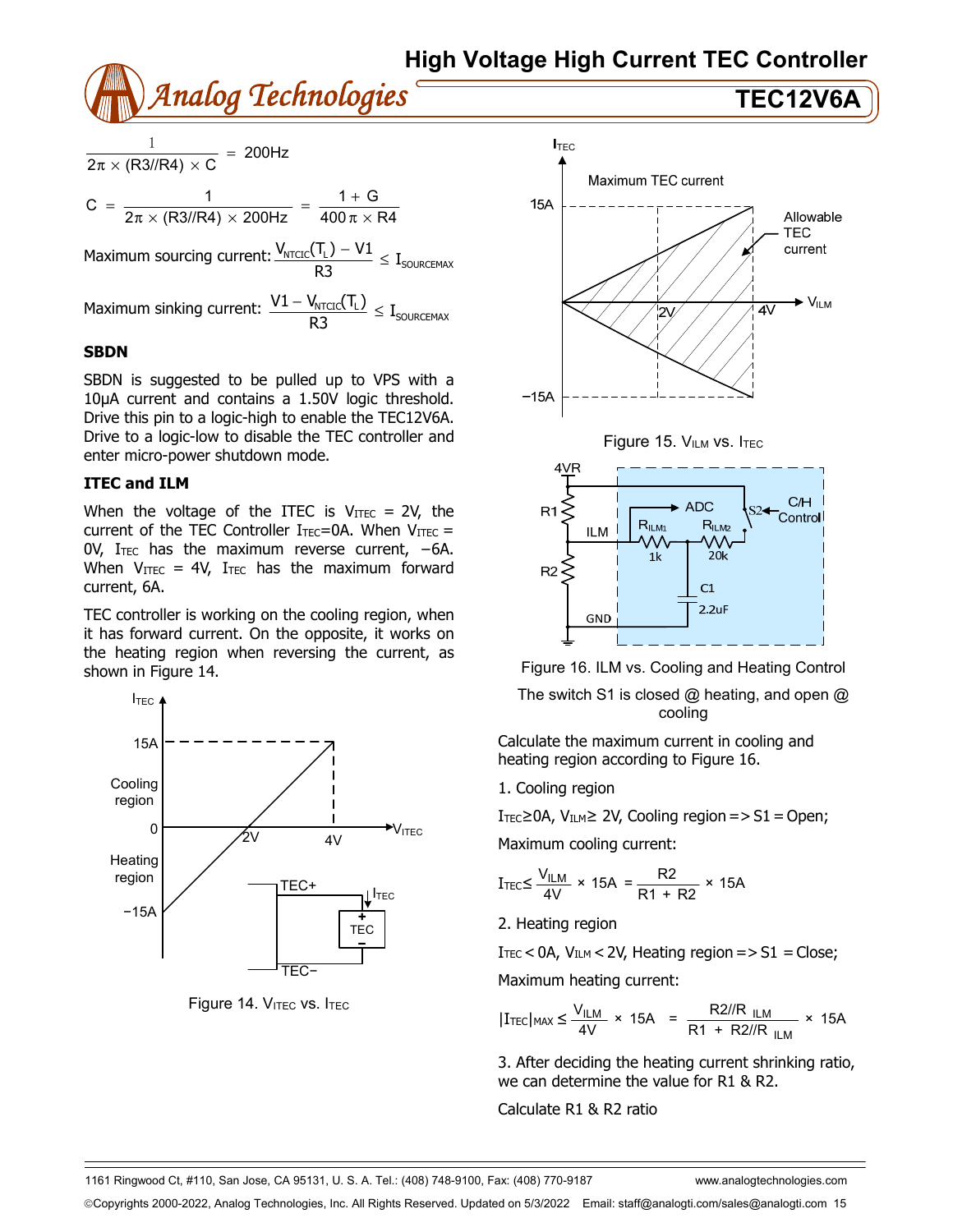$$\frac{1}{2\pi \times (R3//R4) \times C} = 200\text{Hz}$$

$$C = \frac{1}{2\pi \times (R3//R4) \times 200\text{Hz}} = \frac{1+G}{400\pi \times R4}$$

Maximum sourcing current: $\frac{V_{NTCIC}(T_L) - V1}{R3} \leq I_{SOURCEMAX}$

Maximum sinking current: $\frac{V1 - V_{NTCIC}(T_L)}{R3} \leq I_{SOURCEMAX}$

### SBDN

SBDN is suggested to be pulled up to VPS with a 10μA current and contains a 1.50V logic threshold. Drive this pin to a logic-high to enable the TEC12V6A. Drive to a logic-low to disable the TEC controller and enter micro-power shutdown mode.

### ITEC and ILM

When the voltage of the ITEC is $V_{ITEC}$ = 2V, the current of the TEC Controller $I_{TEC}$=0A. When $V_{ITEC}$ = 0V, $I_{TEC}$ has the maximum reverse current, −6A. When $V_{ITEC}$ = 4V, $I_{TEC}$ has the maximum forward current, 6A.

TEC controller is working on the cooling region, when it has forward current. On the opposite, it works on the heating region when reversing the current, as shown in Figure 14.

Figure 14. $V_{ITEC}$ vs. $I_{TEC}$

Figure 15. $V_{ILM}$ vs. $I_{TEC}$

Figure 16. ILM vs. Cooling and Heating Control

The switch S1 is closed @ heating, and open @ cooling

Calculate the maximum current in cooling and heating region according to Figure 16.

1. Cooling region

$I_{TEC} \geq 0A$, $V_{ILM} \geq 2V$, Cooling region => S1 = Open;

Maximum cooling current:

$$I_{TEC} \leq \frac{V_{ILM}}{4V} \times 15A = \frac{R2}{R1 + R2} \times 15A$$

2. Heating region

$I_{TEC} < 0A$, $V_{ILM} < 2V$, Heating region => S1 = Close;

Maximum heating current:

$$|I_{TEC}|_{MAX} \leq \frac{V_{ILM}}{4V} \times 15A = \frac{R2//R_{ILM}}{R1 + R2//R_{ILM}} \times 15A$$

3. After deciding the heating current shrinking ratio, we can determine the value for R1 & R2.

Calculate R1 & R2 ratio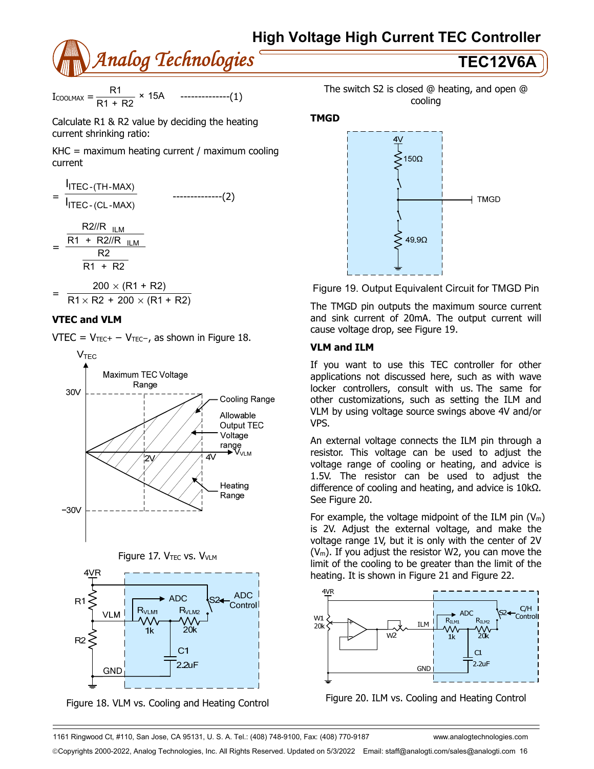$$I_{COOLMAX} = \frac{R1}{R1 + R2} \times 15A \quad \text{--------------(1)}$$

Calculate R1 & R2 value by deciding the heating current shrinking ratio:

KHC = maximum heating current / maximum cooling current

$$= \frac{I_{ITEC-(TH-MAX)}}{I_{ITEC-(CL-MAX)}} \quad \text{--------------(2)}$$

$$= \frac{\dfrac{R2//R_{ILM}}{R1 + R2//R_{ILM}}}{\dfrac{R2}{R1 + R2}}$$

$$= \frac{200 \times (R1 + R2)}{R1 \times R2 + 200 \times (R1 + R2)}$$

**VTEC and VLM**

VTEC = $V_{TEC+} - V_{TEC-}$, as shown in Figure 18.

Figure 17. $V_{TEC}$ vs. $V_{VLM}$

Figure 18. VLM vs. Cooling and Heating Control

The switch S2 is closed @ heating, and open @ cooling

**TMGD**

Figure 19. Output Equivalent Circuit for TMGD Pin

The TMGD pin outputs the maximum source current and sink current of 20mA. The output current will cause voltage drop, see Figure 19.

**VLM and ILM**

If you want to use this TEC controller for other applications not discussed here, such as with wave locker controllers, consult with us. The same for other customizations, such as setting the ILM and VLM by using voltage source swings above 4V and/or VPS.

An external voltage connects the ILM pin through a resistor. This voltage can be used to adjust the voltage range of cooling or heating, and advice is 1.5V. The resistor can be used to adjust the difference of cooling and heating, and advice is 10kΩ. See Figure 20.

For example, the voltage midpoint of the ILM pin ($V_m$) is 2V. Adjust the external voltage, and make the voltage range 1V, but it is only with the center of 2V ($V_m$). If you adjust the resistor W2, you can move the limit of the cooling to be greater than the limit of the heating. It is shown in Figure 21 and Figure 22.

Figure 20. ILM vs. Cooling and Heating Control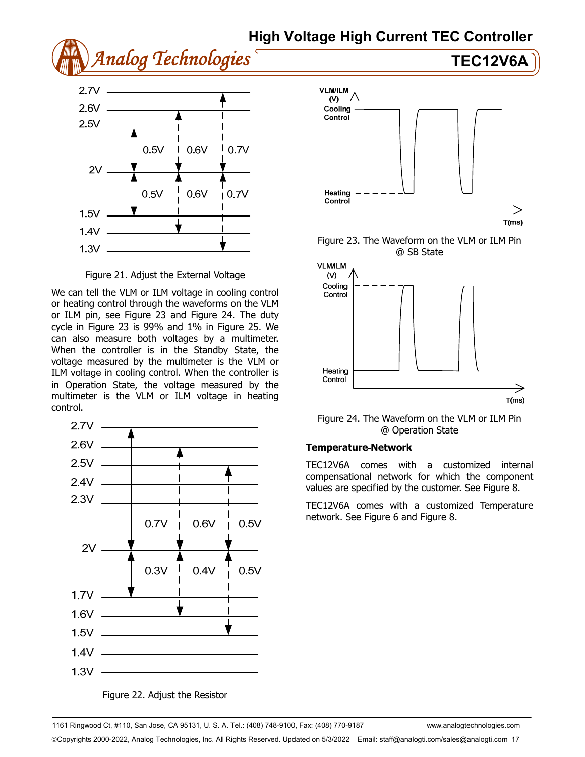Figure 21. Adjust the External Voltage

We can tell the VLM or ILM voltage in cooling control or heating control through the waveforms on the VLM or ILM pin, see Figure 23 and Figure 24. The duty cycle in Figure 23 is 99% and 1% in Figure 25. We can also measure both voltages by a multimeter. When the controller is in the Standby State, the voltage measured by the multimeter is the VLM or ILM voltage in cooling control. When the controller is in Operation State, the voltage measured by the multimeter is the VLM or ILM voltage in heating control.

Figure 22. Adjust the Resistor

Figure 23. The Waveform on the VLM or ILM Pin @ SB State

Figure 24. The Waveform on the VLM or ILM Pin @ Operation State

### Temperature-Network

TEC12V6A comes with a customized internal compensational network for which the component values are specified by the customer. See Figure 8.

TEC12V6A comes with a customized Temperature network. See Figure 6 and Figure 8.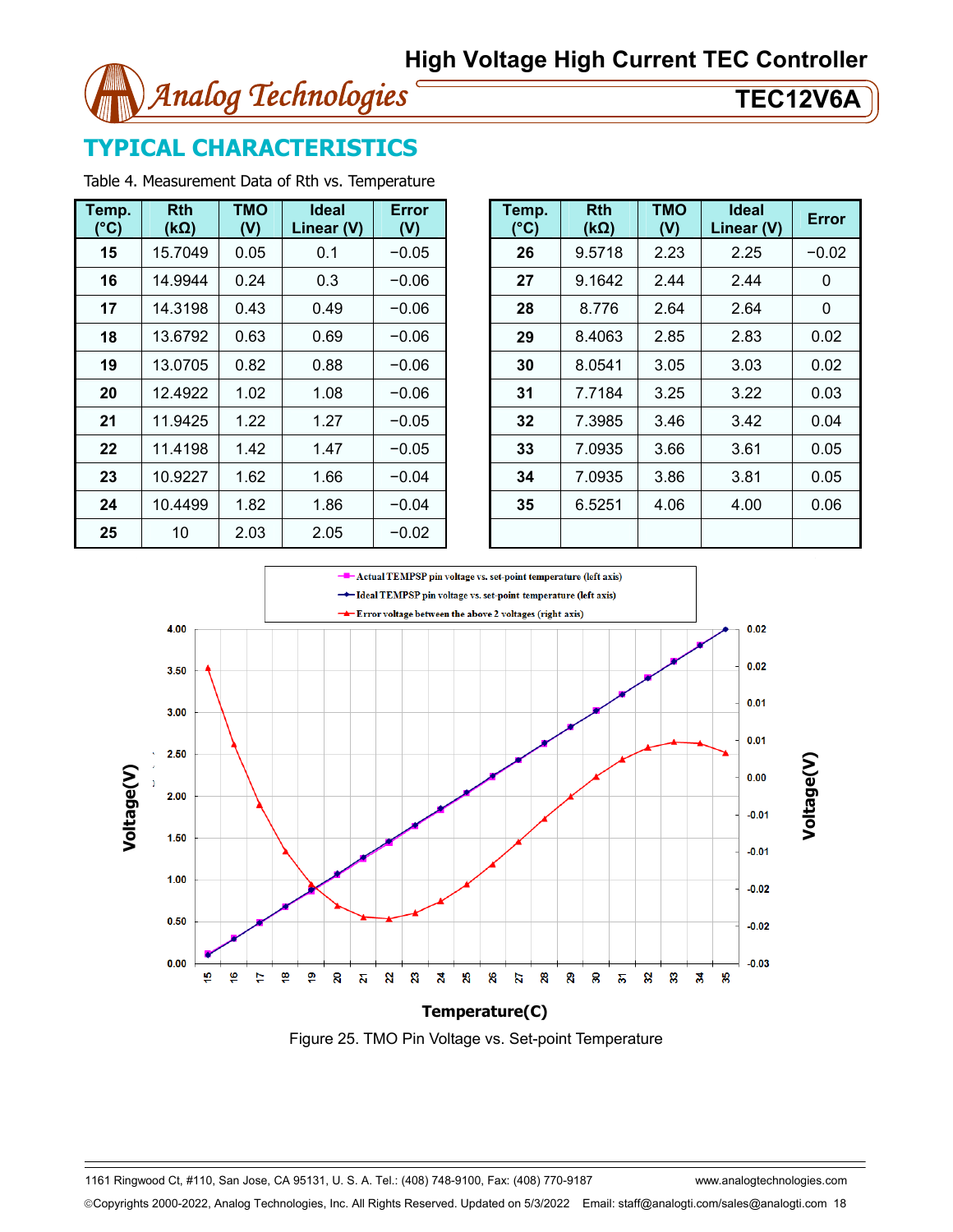## TYPICAL CHARACTERISTICS

Table 4. Measurement Data of Rth vs. Temperature

| Temp. (°C) | Rth (kΩ) | TMO (V) | Ideal Linear (V) | Error (V) |
|---|---|---|---|---|
| 15 | 15.7049 | 0.05 | 0.1 | −0.05 |
| 16 | 14.9944 | 0.24 | 0.3 | −0.06 |
| 17 | 14.3198 | 0.43 | 0.49 | −0.06 |
| 18 | 13.6792 | 0.63 | 0.69 | −0.06 |
| 19 | 13.0705 | 0.82 | 0.88 | −0.06 |
| 20 | 12.4922 | 1.02 | 1.08 | −0.06 |
| 21 | 11.9425 | 1.22 | 1.27 | −0.05 |
| 22 | 11.4198 | 1.42 | 1.47 | −0.05 |
| 23 | 10.9227 | 1.62 | 1.66 | −0.04 |
| 24 | 10.4499 | 1.82 | 1.86 | −0.04 |
| 25 | 10 | 2.03 | 2.05 | −0.02 |

| Temp. (°C) | Rth (kΩ) | TMO (V) | Ideal Linear (V) | Error |
|---|---|---|---|---|
| 26 | 9.5718 | 2.23 | 2.25 | −0.02 |
| 27 | 9.1642 | 2.44 | 2.44 | 0 |
| 28 | 8.776 | 2.64 | 2.64 | 0 |
| 29 | 8.4063 | 2.85 | 2.83 | 0.02 |
| 30 | 8.0541 | 3.05 | 3.03 | 0.02 |
| 31 | 7.7184 | 3.25 | 3.22 | 0.03 |
| 32 | 7.3985 | 3.46 | 3.42 | 0.04 |
| 33 | 7.0935 | 3.66 | 3.61 | 0.05 |
| 34 | 7.0935 | 3.86 | 3.81 | 0.05 |
| 35 | 6.5251 | 4.06 | 4.00 | 0.06 |
| | | | | |

Figure 25. TMO Pin Voltage vs. Set-point Temperature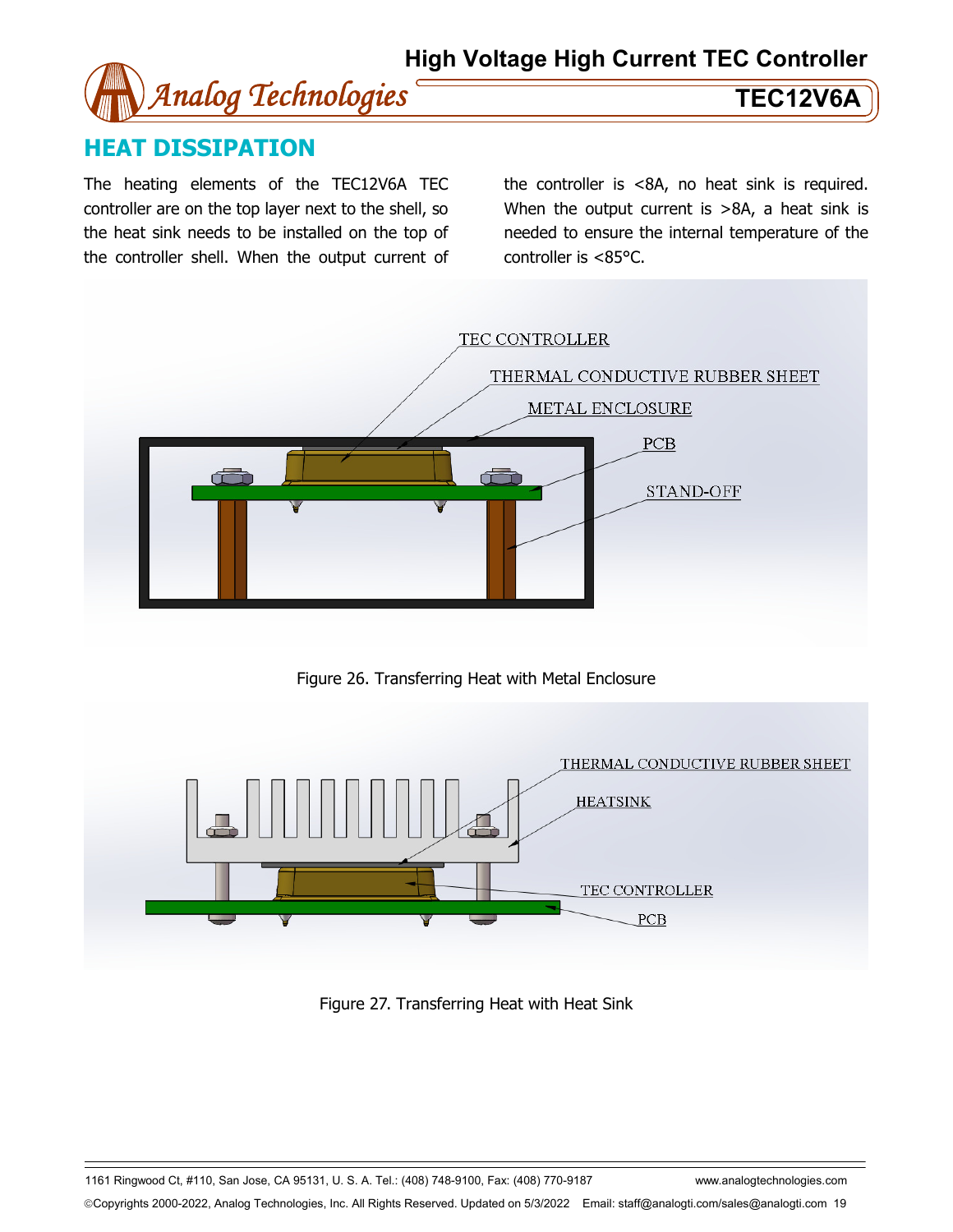## HEAT DISSIPATION

The heating elements of the TEC12V6A TEC controller are on the top layer next to the shell, so the heat sink needs to be installed on the top of the controller shell. When the output current of the controller is <8A, no heat sink is required. When the output current is >8A, a heat sink is needed to ensure the internal temperature of the controller is <85°C.

Figure 26. Transferring Heat with Metal Enclosure

Figure 27. Transferring Heat with Heat Sink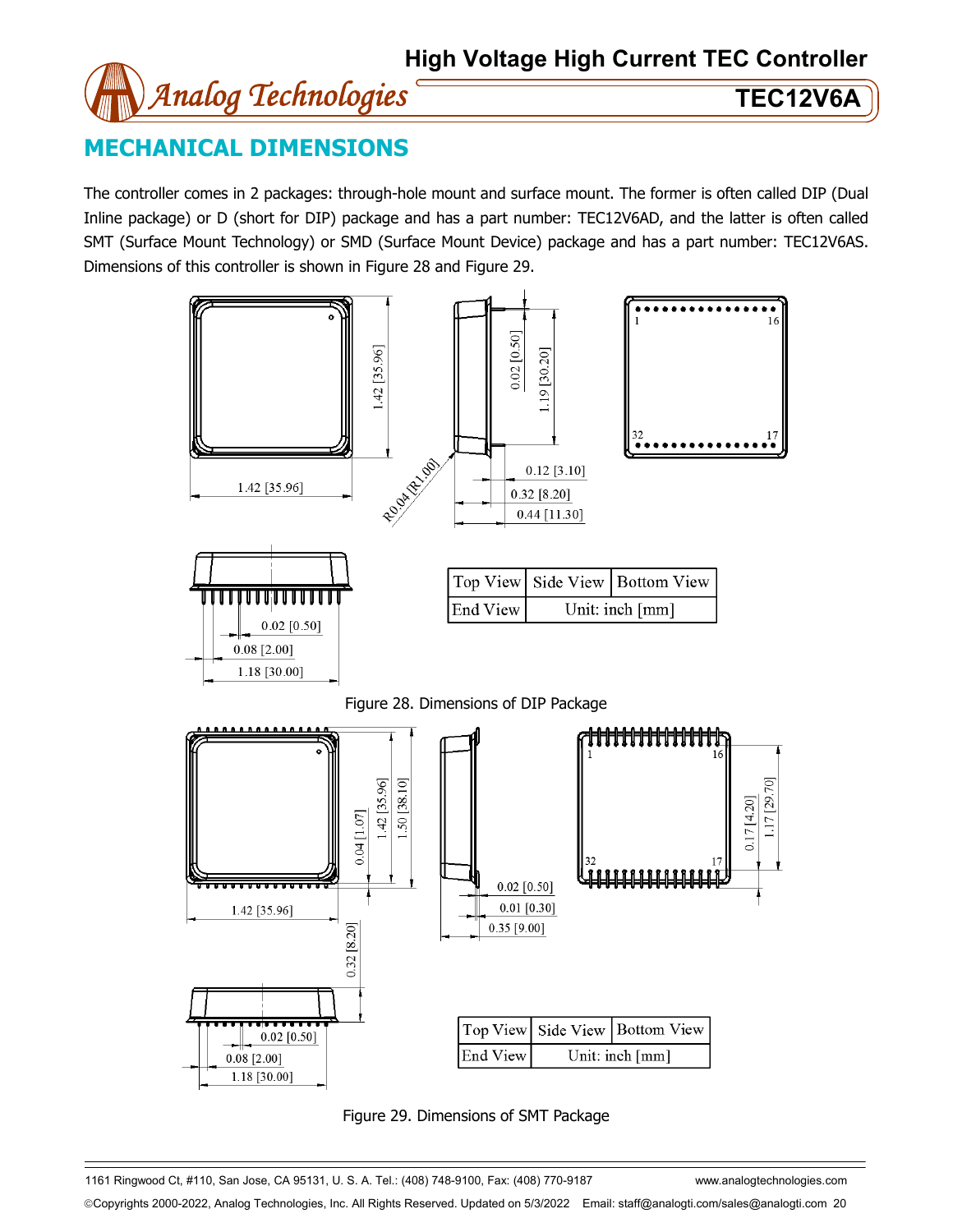## MECHANICAL DIMENSIONS

The controller comes in 2 packages: through-hole mount and surface mount. The former is often called DIP (Dual Inline package) or D (short for DIP) package and has a part number: TEC12V6AD, and the latter is often called SMT (Surface Mount Technology) or SMD (Surface Mount Device) package and has a part number: TEC12V6AS. Dimensions of this controller is shown in Figure 28 and Figure 29.

| Top View | Side View | Bottom View |
|---|---|---|
| End View | Unit: inch [mm] | |

Figure 28. Dimensions of DIP Package

| Top View | Side View | Bottom View |
|---|---|---|
| End View | Unit: inch [mm] | |

Figure 29. Dimensions of SMT Package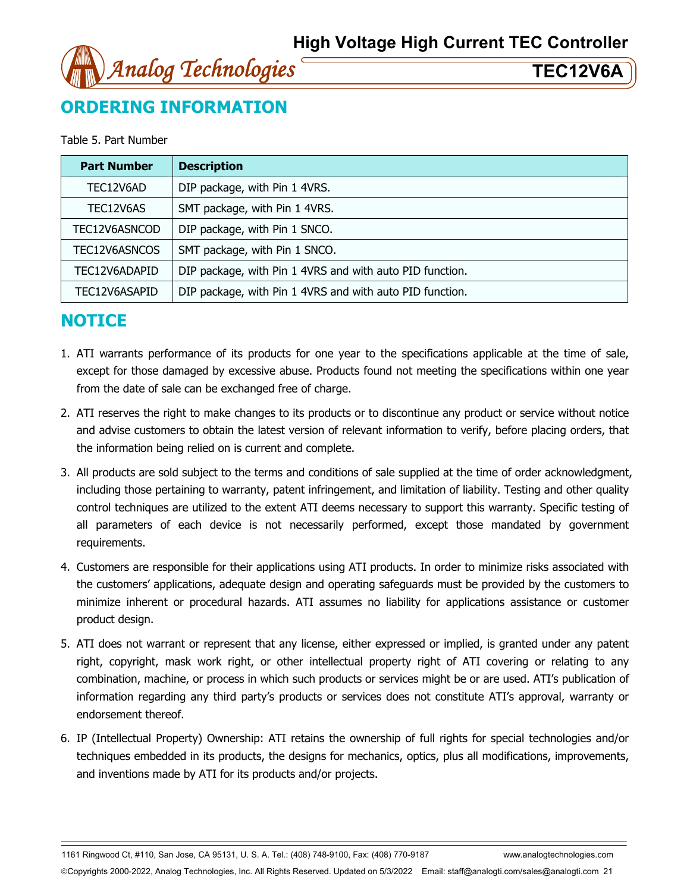## ORDERING INFORMATION

Table 5. Part Number

| Part Number | Description |
|---|---|
| TEC12V6AD | DIP package, with Pin 1 4VRS. |
| TEC12V6AS | SMT package, with Pin 1 4VRS. |
| TEC12V6ASNCOD | DIP package, with Pin 1 SNCO. |
| TEC12V6ASNCOS | SMT package, with Pin 1 SNCO. |
| TEC12V6ADAPID | DIP package, with Pin 1 4VRS and with auto PID function. |
| TEC12V6ASAPID | DIP package, with Pin 1 4VRS and with auto PID function. |

## NOTICE

1. ATI warrants performance of its products for one year to the specifications applicable at the time of sale, except for those damaged by excessive abuse. Products found not meeting the specifications within one year from the date of sale can be exchanged free of charge.
2. ATI reserves the right to make changes to its products or to discontinue any product or service without notice and advise customers to obtain the latest version of relevant information to verify, before placing orders, that the information being relied on is current and complete.
3. All products are sold subject to the terms and conditions of sale supplied at the time of order acknowledgment, including those pertaining to warranty, patent infringement, and limitation of liability. Testing and other quality control techniques are utilized to the extent ATI deems necessary to support this warranty. Specific testing of all parameters of each device is not necessarily performed, except those mandated by government requirements.
4. Customers are responsible for their applications using ATI products. In order to minimize risks associated with the customers' applications, adequate design and operating safeguards must be provided by the customers to minimize inherent or procedural hazards. ATI assumes no liability for applications assistance or customer product design.
5. ATI does not warrant or represent that any license, either expressed or implied, is granted under any patent right, copyright, mask work right, or other intellectual property right of ATI covering or relating to any combination, machine, or process in which such products or services might be or are used. ATI's publication of information regarding any third party's products or services does not constitute ATI's approval, warranty or endorsement thereof.
6. IP (Intellectual Property) Ownership: ATI retains the ownership of full rights for special technologies and/or techniques embedded in its products, the designs for mechanics, optics, plus all modifications, improvements, and inventions made by ATI for its products and/or projects.